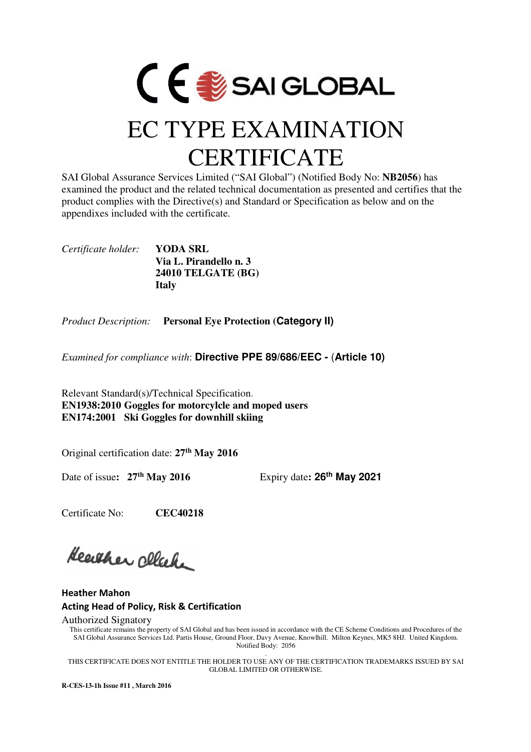CE SAI GLOBAL

# EC TYPE EXAMINATION CERTIFICATE

SAI Global Assurance Services Limited (“SAI Global”) (Notified Body No: **NB2056**) has examined the product and the related technical documentation as presented and certifies that the product complies with the Directive(s) and Standard or Specification as below and on the appendixes included with the certificate.

*Certificate holder:* **YODA SRL**
**Via L. Pirandello n. 3**
**24010 TELGATE (BG)**
**Italy**

*Product Description:* **Personal Eye Protection (Category II)**

*Examined for compliance with*: **Directive PPE 89/686/EEC - (Article 10)**

Relevant Standard(s)/Technical Specification.
**EN1938:2010 Goggles for motorcylcle and moped users**
**EN174:2001 Ski Goggles for downhill skiing**

Original certification date: **27th May 2016**

Date of issue**: 27th May 2016** Expiry date**: 26th May 2021**

Certificate No: **CEC40218**

**Heather Mahon**
**Acting Head of Policy, Risk & Certification**
Authorized Signatory

This certificate remains the property of SAI Global and has been issued in accordance with the CE Scheme Conditions and Procedures of the SAI Global Assurance Services Ltd. Partis House, Ground Floor, Davy Avenue, Knowlhill. Milton Keynes, MK5 8HJ. United Kingdom. Notified Body: 2056

THIS CERTIFICATE DOES NOT ENTITLE THE HOLDER TO USE ANY OF THE CERTIFICATION TRADEMARKS ISSUED BY SAI GLOBAL LIMITED OR OTHERWISE.

**R-CES-13-1h Issue #11 , March 2016**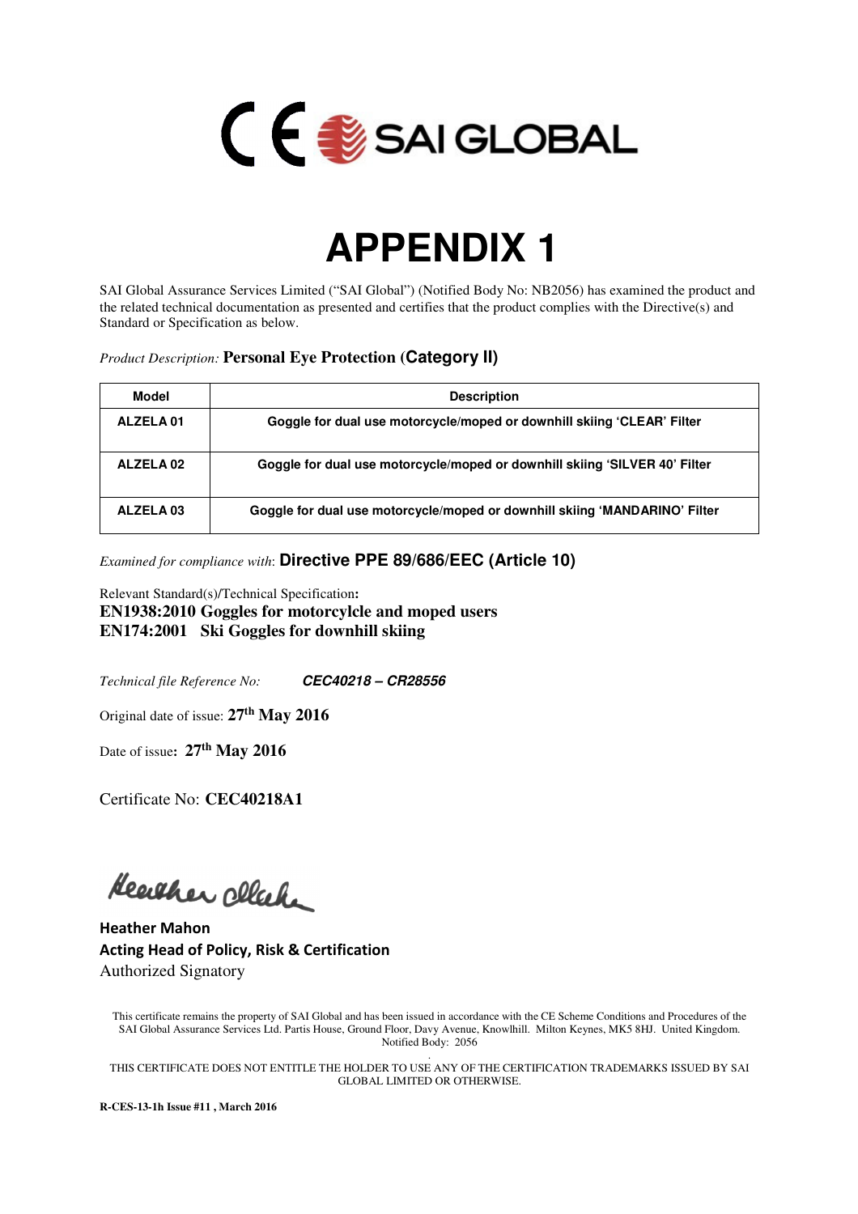CE SAI GLOBAL

# APPENDIX 1

SAI Global Assurance Services Limited ("SAI Global") (Notified Body No: NB2056) has examined the product and the related technical documentation as presented and certifies that the product complies with the Directive(s) and Standard or Specification as below.

*Product Description:* **Personal Eye Protection (Category II)**

| Model | Description |
|---|---|
| **ALZELA 01** | **Goggle for dual use motorcycle/moped or downhill skiing 'CLEAR' Filter** |
| **ALZELA 02** | **Goggle for dual use motorcycle/moped or downhill skiing 'SILVER 40' Filter** |
| **ALZELA 03** | **Goggle for dual use motorcycle/moped or downhill skiing 'MANDARINO' Filter** |

*Examined for compliance with*: **Directive PPE 89/686/EEC (Article 10)**

Relevant Standard(s)/Technical Specification**:**
**EN1938:2010 Goggles for motorcylcle and moped users**
**EN174:2001 Ski Goggles for downhill skiing**

*Technical file Reference No:* ***CEC40218 – CR28556***

Original date of issue: **27th May 2016**

Date of issue**: 27th May 2016**

Certificate No: **CEC40218A1**

Heather Mahon

**Heather Mahon**
**Acting Head of Policy, Risk & Certification**
Authorized Signatory

This certificate remains the property of SAI Global and has been issued in accordance with the CE Scheme Conditions and Procedures of the SAI Global Assurance Services Ltd. Partis House, Ground Floor, Davy Avenue, Knowlhill. Milton Keynes, MK5 8HJ. United Kingdom. Notified Body: 2056

THIS CERTIFICATE DOES NOT ENTITLE THE HOLDER TO USE ANY OF THE CERTIFICATION TRADEMARKS ISSUED BY SAI GLOBAL LIMITED OR OTHERWISE.

**R-CES-13-1h Issue #11 , March 2016**